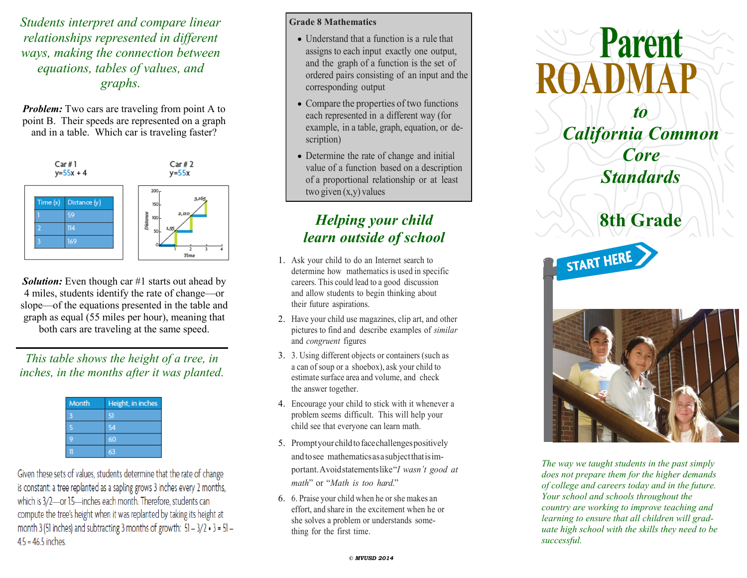*Students interpret and compare linear relationships represented in different ways, making the connection between equations, tables of values, and graphs.*

***Problem:*** Two cars are traveling from point A to point B. Their speeds are represented on a graph and in a table. Which car is traveling faster?

Car # 1
$y=55x + 4$

| Time (x) | Distance (y) |
|---|---|
| 1 | 59 |
| 2 | 114 |
| 3 | 169 |

Car # 2
$y=55x$

***Solution:*** Even though car #1 starts out ahead by 4 miles, students identify the rate of change—or slope—of the equations presented in the table and graph as equal (55 miles per hour), meaning that both cars are traveling at the same speed.

---

*This table shows the height of a tree, in inches, in the months after it was planted.*

| Month | Height, in inches |
|---|---|
| 3 | 51 |
| 5 | 54 |
| 9 | 60 |
| 11 | 63 |

Given these sets of values, students determine that the rate of change is constant: a tree replanted as a sapling grows 3 inches every 2 months, which is 3/2—or 1.5—inches each month. Therefore, students can compute the tree's height when it was replanted by taking its height at month 3 (51 inches) and subtracting 3 months of growth: $51 - 3/2 \cdot 3 = 51 - 4.5 = 46.5$ inches.

**Grade 8 Mathematics**

- Understand that a function is a rule that assigns to each input exactly one output, and the graph of a function is the set of ordered pairs consisting of an input and the corresponding output
- Compare the properties of two functions each represented in a different way (for example, in a table, graph, equation, or description)
- Determine the rate of change and initial value of a function based on a description of a proportional relationship or at least two given (x,y) values

## *Helping your child learn outside of school*

1. Ask your child to do an Internet search to determine how mathematics is used in specific careers. This could lead to a good discussion and allow students to begin thinking about their future aspirations.
2. Have your child use magazines, clip art, and other pictures to find and describe examples of *similar* and *congruent* figures
3. 3. Using different objects or containers (such as a can of soup or a shoebox), ask your child to estimate surface area and volume, and check the answer together.
4. Encourage your child to stick with it whenever a problem seems difficult. This will help your child see that everyone can learn math.
5. Prompt your child to face challenges positively and to see mathematics as a subject that is important. Avoid statements like "*I wasn't good at math*" or "*Math is too hard*."
6. 6. Praise your child when he or she makes an effort, and share in the excitement when he or she solves a problem or understands something for the first time.

© MVUSD 2014

# Parent ROADMAP *to California Common Core Standards*

## 8th Grade

START HERE

*The way we taught students in the past simply does not prepare them for the higher demands of college and careers today and in the future. Your school and schools throughout the country are working to improve teaching and learning to ensure that all children will graduate high school with the skills they need to be successful.*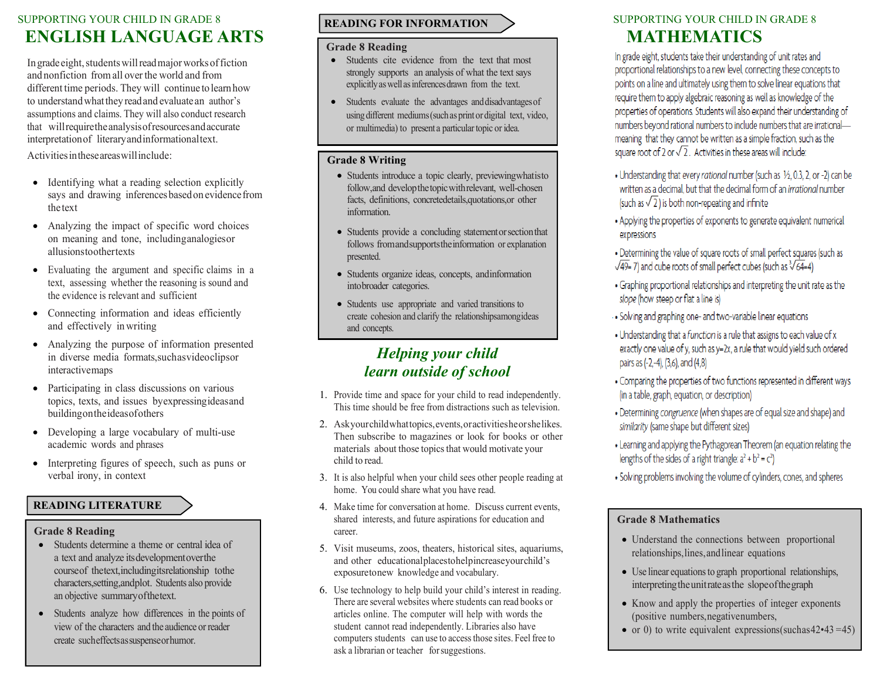SUPPORTING YOUR CHILD IN GRADE 8

# ENGLISH LANGUAGE ARTS

In grade eight, students will read major works of fiction and nonfiction from all over the world and from different time periods. They will continue to learn how to understand what they read and evaluate an author's assumptions and claims. They will also conduct research that will require the analysis of resources and accurate interpretation of literary and informational text.

Activities in these areas will include:

- Identifying what a reading selection explicitly says and drawing inferences based on evidence from the text
- Analyzing the impact of specific word choices on meaning and tone, including analogies or allusions to other texts
- Evaluating the argument and specific claims in a text, assessing whether the reasoning is sound and the evidence is relevant and sufficient
- Connecting information and ideas efficiently and effectively in writing
- Analyzing the purpose of information presented in diverse media formats, such as video clips or interactive maps
- Participating in class discussions on various topics, texts, and issues by expressing ideas and building on the ideas of others
- Developing a large vocabulary of multi-use academic words and phrases
- Interpreting figures of speech, such as puns or verbal irony, in context

## READING LITERATURE

### Grade 8 Reading

- Students determine a theme or central idea of a text and analyze its development over the course of the text, including its relationship to the characters, setting, and plot. Students also provide an objective summary of the text.
- Students analyze how differences in the points of view of the characters and the audience or reader create such effects as suspense or humor.

## READING FOR INFORMATION

### Grade 8 Reading

- Students cite evidence from the text that most strongly supports an analysis of what the text says explicitly as well as inferences drawn from the text.
- Students evaluate the advantages and disadvantages of using different mediums (such as print or digital text, video, or multimedia) to present a particular topic or idea.

### Grade 8 Writing

- Students introduce a topic clearly, previewing what is to follow, and develop the topic with relevant, well-chosen facts, definitions, concrete details, quotations, or other information.
- Students provide a concluding statement or section that follows from and supports the information or explanation presented.
- Students organize ideas, concepts, and information into broader categories.
- Students use appropriate and varied transitions to create cohesion and clarify the relationships among ideas and concepts.

## *Helping your child learn outside of school*

1. Provide time and space for your child to read independently. This time should be free from distractions such as television.
2. Ask your child what topics, events, or activities he or she likes. Then subscribe to magazines or look for books or other materials about those topics that would motivate your child to read.
3. It is also helpful when your child sees other people reading at home. You could share what you have read.
4. Make time for conversation at home. Discuss current events, shared interests, and future aspirations for education and career.
5. Visit museums, zoos, theaters, historical sites, aquariums, and other educational places to help increase your child's exposure to new knowledge and vocabulary.
6. Use technology to help build your child's interest in reading. There are several websites where students can read books or articles online. The computer will help with words the student cannot read independently. Libraries also have computers students can use to access those sites. Feel free to ask a librarian or teacher for suggestions.

SUPPORTING YOUR CHILD IN GRADE 8

# MATHEMATICS

In grade eight, students take their understanding of unit rates and proportional relationships to a new level, connecting these concepts to points on a line and ultimately using them to solve linear equations that require them to apply algebraic reasoning as well as knowledge of the properties of operations. Students will also expand their understanding of numbers beyond rational numbers to include numbers that are irrational—meaning that they cannot be written as a simple fraction, such as the square root of 2 or $\sqrt{2}$. Activities in these areas will include:

- Understanding that every *rational* number (such as ½, 0.3, 2, or -2) can be written as a decimal, but that the decimal form of an *irrational* number (such as $\sqrt{2}$) is both non-repeating and infinite
- Applying the properties of exponents to generate equivalent numerical expressions
- Determining the value of square roots of small perfect squares (such as $\sqrt{49}=7$) and cube roots of small perfect cubes (such as $\sqrt[3]{64}=4$)
- Graphing proportional relationships and interpreting the unit rate as the *slope* (how steep or flat a line is)
- Solving and graphing one- and two-variable linear equations
- Understanding that a *function* is a rule that assigns to each value of x exactly one value of y, such as $y=2x$, a rule that would yield such ordered pairs as (-2,-4), (3,6), and (4,8)
- Comparing the properties of two functions represented in different ways (in a table, graph, equation, or description)
- Determining *congruence* (when shapes are of equal size and shape) and *similarity* (same shape but different sizes)
- Learning and applying the Pythagorean Theorem (an equation relating the lengths of the sides of a right triangle: $a^2 + b^2 = c^2$)
- Solving problems involving the volume of cylinders, cones, and spheres

### Grade 8 Mathematics

- Understand the connections between proportional relationships, lines, and linear equations
- Use linear equations to graph proportional relationships, interpreting the unit rate as the slope of the graph
- Know and apply the properties of integer exponents (positive numbers, negative numbers,
- or 0) to write equivalent expressions (such as 42•43 =45)